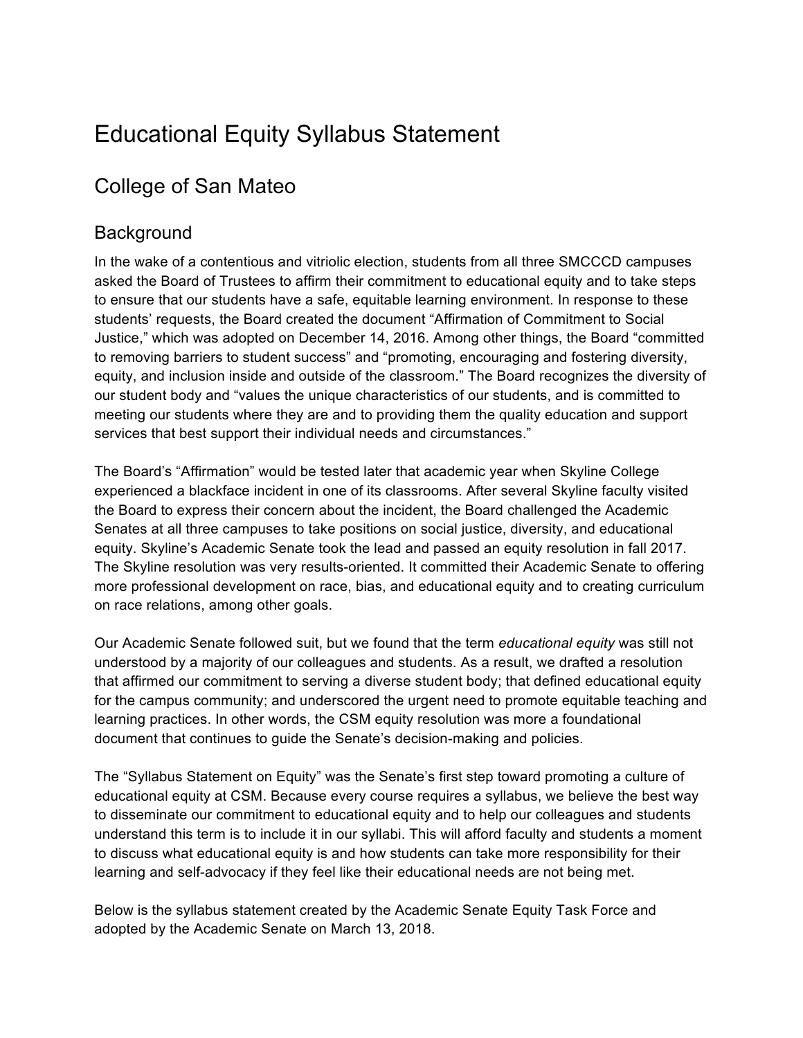# Educational Equity Syllabus Statement

## College of San Mateo

### Background

In the wake of a contentious and vitriolic election, students from all three SMCCCD campuses asked the Board of Trustees to affirm their commitment to educational equity and to take steps to ensure that our students have a safe, equitable learning environment. In response to these students' requests, the Board created the document "Affirmation of Commitment to Social Justice," which was adopted on December 14, 2016. Among other things, the Board "committed to removing barriers to student success" and "promoting, encouraging and fostering diversity, equity, and inclusion inside and outside of the classroom." The Board recognizes the diversity of our student body and "values the unique characteristics of our students, and is committed to meeting our students where they are and to providing them the quality education and support services that best support their individual needs and circumstances."

The Board's "Affirmation" would be tested later that academic year when Skyline College experienced a blackface incident in one of its classrooms. After several Skyline faculty visited the Board to express their concern about the incident, the Board challenged the Academic Senates at all three campuses to take positions on social justice, diversity, and educational equity. Skyline's Academic Senate took the lead and passed an equity resolution in fall 2017. The Skyline resolution was very results-oriented. It committed their Academic Senate to offering more professional development on race, bias, and educational equity and to creating curriculum on race relations, among other goals.

Our Academic Senate followed suit, but we found that the term *educational equity* was still not understood by a majority of our colleagues and students. As a result, we drafted a resolution that affirmed our commitment to serving a diverse student body; that defined educational equity for the campus community; and underscored the urgent need to promote equitable teaching and learning practices. In other words, the CSM equity resolution was more a foundational document that continues to guide the Senate's decision-making and policies.

The "Syllabus Statement on Equity" was the Senate's first step toward promoting a culture of educational equity at CSM. Because every course requires a syllabus, we believe the best way to disseminate our commitment to educational equity and to help our colleagues and students understand this term is to include it in our syllabi. This will afford faculty and students a moment to discuss what educational equity is and how students can take more responsibility for their learning and self-advocacy if they feel like their educational needs are not being met.

Below is the syllabus statement created by the Academic Senate Equity Task Force and adopted by the Academic Senate on March 13, 2018.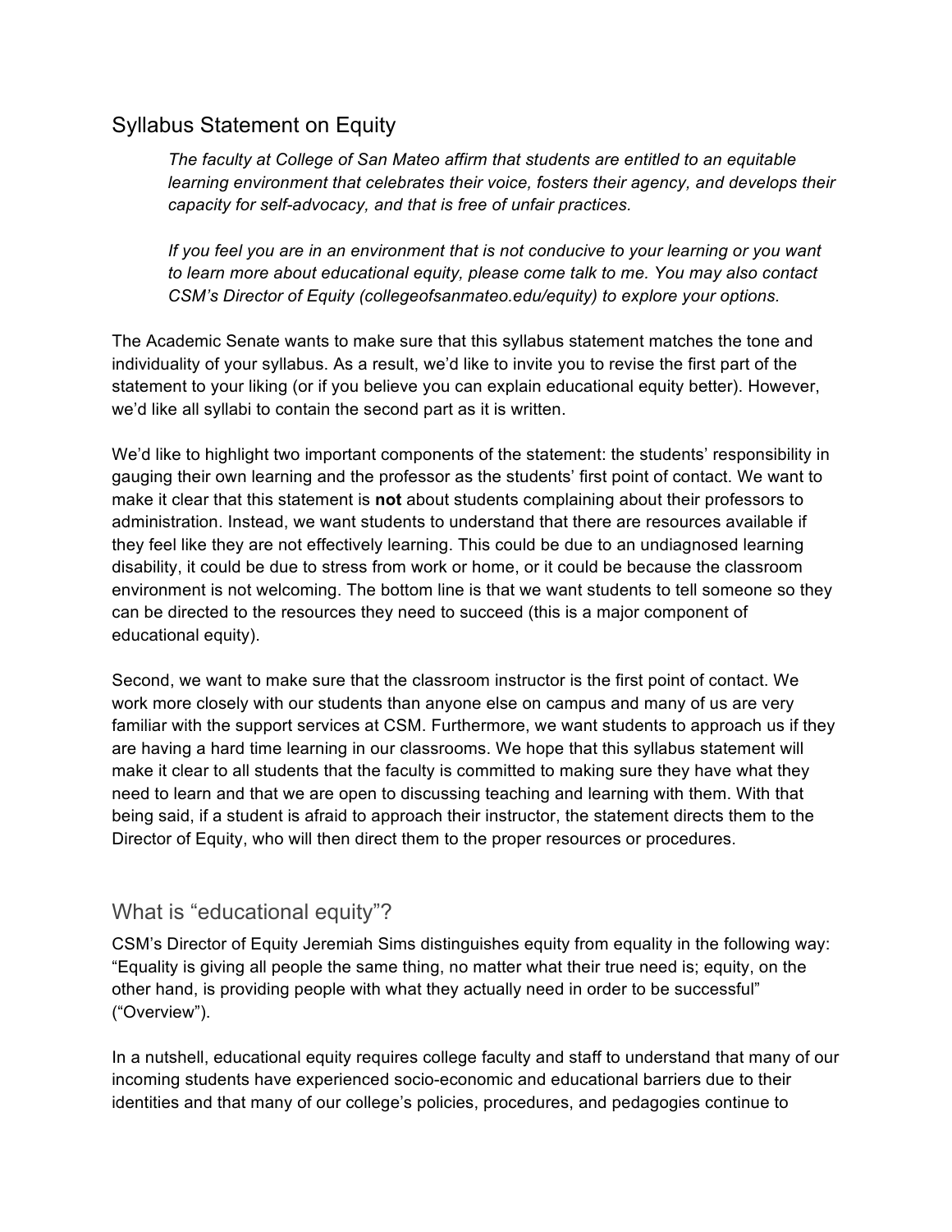## Syllabus Statement on Equity

> *The faculty at College of San Mateo affirm that students are entitled to an equitable learning environment that celebrates their voice, fosters their agency, and develops their capacity for self-advocacy, and that is free of unfair practices.*
>
> *If you feel you are in an environment that is not conducive to your learning or you want to learn more about educational equity, please come talk to me. You may also contact CSM's Director of Equity (collegeofsanmateo.edu/equity) to explore your options.*

The Academic Senate wants to make sure that this syllabus statement matches the tone and individuality of your syllabus. As a result, we'd like to invite you to revise the first part of the statement to your liking (or if you believe you can explain educational equity better). However, we'd like all syllabi to contain the second part as it is written.

We'd like to highlight two important components of the statement: the students' responsibility in gauging their own learning and the professor as the students' first point of contact. We want to make it clear that this statement is **not** about students complaining about their professors to administration. Instead, we want students to understand that there are resources available if they feel like they are not effectively learning. This could be due to an undiagnosed learning disability, it could be due to stress from work or home, or it could be because the classroom environment is not welcoming. The bottom line is that we want students to tell someone so they can be directed to the resources they need to succeed (this is a major component of educational equity).

Second, we want to make sure that the classroom instructor is the first point of contact. We work more closely with our students than anyone else on campus and many of us are very familiar with the support services at CSM. Furthermore, we want students to approach us if they are having a hard time learning in our classrooms. We hope that this syllabus statement will make it clear to all students that the faculty is committed to making sure they have what they need to learn and that we are open to discussing teaching and learning with them. With that being said, if a student is afraid to approach their instructor, the statement directs them to the Director of Equity, who will then direct them to the proper resources or procedures.

## What is "educational equity"?

CSM's Director of Equity Jeremiah Sims distinguishes equity from equality in the following way: "Equality is giving all people the same thing, no matter what their true need is; equity, on the other hand, is providing people with what they actually need in order to be successful" ("Overview").

In a nutshell, educational equity requires college faculty and staff to understand that many of our incoming students have experienced socio-economic and educational barriers due to their identities and that many of our college's policies, procedures, and pedagogies continue to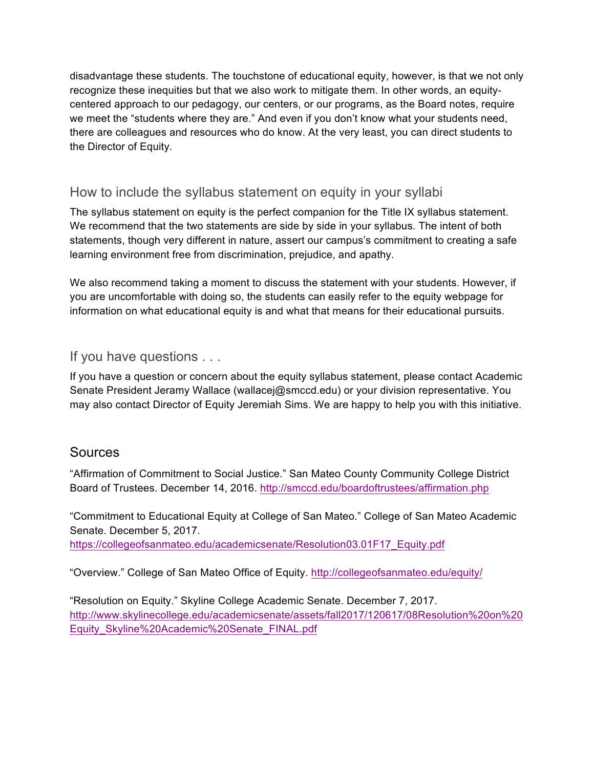disadvantage these students. The touchstone of educational equity, however, is that we not only recognize these inequities but that we also work to mitigate them. In other words, an equity-centered approach to our pedagogy, our centers, or our programs, as the Board notes, require we meet the "students where they are." And even if you don't know what your students need, there are colleagues and resources who do know. At the very least, you can direct students to the Director of Equity.

## How to include the syllabus statement on equity in your syllabi

The syllabus statement on equity is the perfect companion for the Title IX syllabus statement. We recommend that the two statements are side by side in your syllabus. The intent of both statements, though very different in nature, assert our campus's commitment to creating a safe learning environment free from discrimination, prejudice, and apathy.

We also recommend taking a moment to discuss the statement with your students. However, if you are uncomfortable with doing so, the students can easily refer to the equity webpage for information on what educational equity is and what that means for their educational pursuits.

## If you have questions . . .

If you have a question or concern about the equity syllabus statement, please contact Academic Senate President Jeramy Wallace (wallacej@smccd.edu) or your division representative. You may also contact Director of Equity Jeremiah Sims. We are happy to help you with this initiative.

## Sources

"Affirmation of Commitment to Social Justice." San Mateo County Community College District Board of Trustees. December 14, 2016. http://smccd.edu/boardoftrustees/affirmation.php

"Commitment to Educational Equity at College of San Mateo." College of San Mateo Academic Senate. December 5, 2017. https://collegeofsanmateo.edu/academicsenate/Resolution03.01F17_Equity.pdf

"Overview." College of San Mateo Office of Equity. http://collegeofsanmateo.edu/equity/

"Resolution on Equity." Skyline College Academic Senate. December 7, 2017. http://www.skylinecollege.edu/academicsenate/assets/fall2017/120617/08Resolution%20on%20Equity_Skyline%20Academic%20Senate_FINAL.pdf